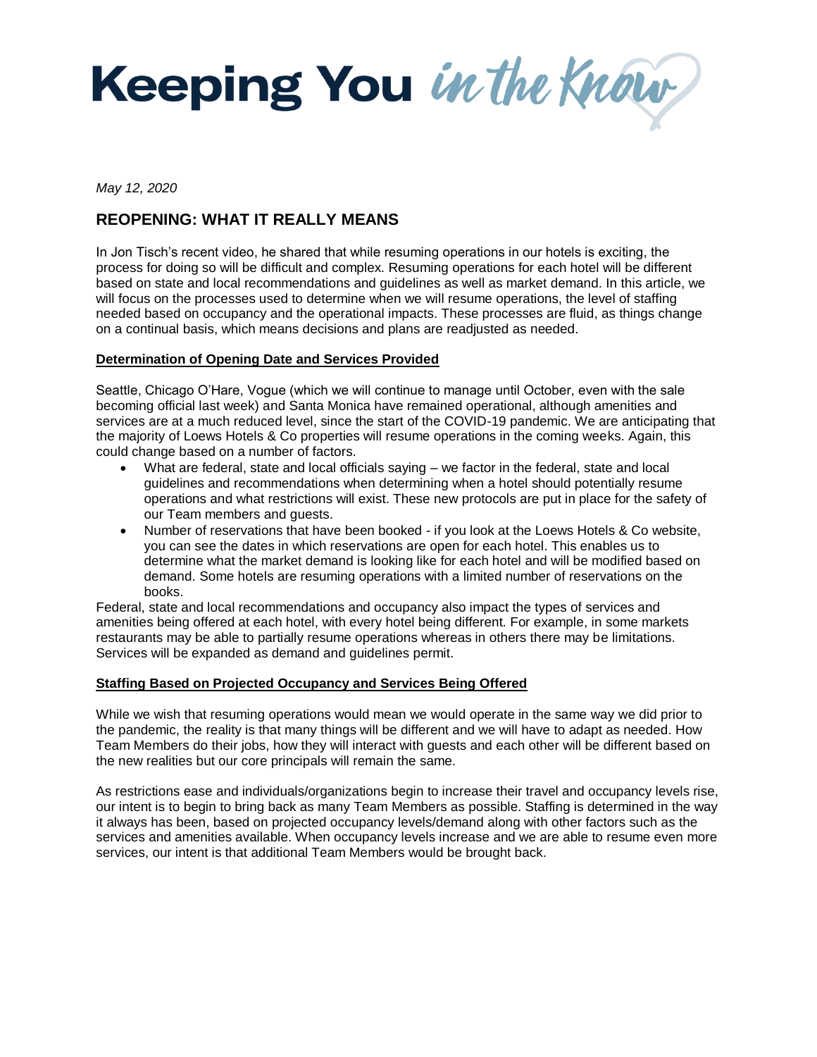# Keeping You *in the Know*

*May 12, 2020*

## REOPENING: WHAT IT REALLY MEANS

In Jon Tisch's recent video, he shared that while resuming operations in our hotels is exciting, the process for doing so will be difficult and complex. Resuming operations for each hotel will be different based on state and local recommendations and guidelines as well as market demand. In this article, we will focus on the processes used to determine when we will resume operations, the level of staffing needed based on occupancy and the operational impacts. These processes are fluid, as things change on a continual basis, which means decisions and plans are readjusted as needed.

### <u>Determination of Opening Date and Services Provided</u>

Seattle, Chicago O'Hare, Vogue (which we will continue to manage until October, even with the sale becoming official last week) and Santa Monica have remained operational, although amenities and services are at a much reduced level, since the start of the COVID-19 pandemic. We are anticipating that the majority of Loews Hotels & Co properties will resume operations in the coming weeks. Again, this could change based on a number of factors.

- What are federal, state and local officials saying – we factor in the federal, state and local guidelines and recommendations when determining when a hotel should potentially resume operations and what restrictions will exist. These new protocols are put in place for the safety of our Team members and guests.
- Number of reservations that have been booked - if you look at the Loews Hotels & Co website, you can see the dates in which reservations are open for each hotel. This enables us to determine what the market demand is looking like for each hotel and will be modified based on demand. Some hotels are resuming operations with a limited number of reservations on the books.

Federal, state and local recommendations and occupancy also impact the types of services and amenities being offered at each hotel, with every hotel being different. For example, in some markets restaurants may be able to partially resume operations whereas in others there may be limitations. Services will be expanded as demand and guidelines permit.

### <u>Staffing Based on Projected Occupancy and Services Being Offered</u>

While we wish that resuming operations would mean we would operate in the same way we did prior to the pandemic, the reality is that many things will be different and we will have to adapt as needed. How Team Members do their jobs, how they will interact with guests and each other will be different based on the new realities but our core principals will remain the same.

As restrictions ease and individuals/organizations begin to increase their travel and occupancy levels rise, our intent is to begin to bring back as many Team Members as possible. Staffing is determined in the way it always has been, based on projected occupancy levels/demand along with other factors such as the services and amenities available. When occupancy levels increase and we are able to resume even more services, our intent is that additional Team Members would be brought back.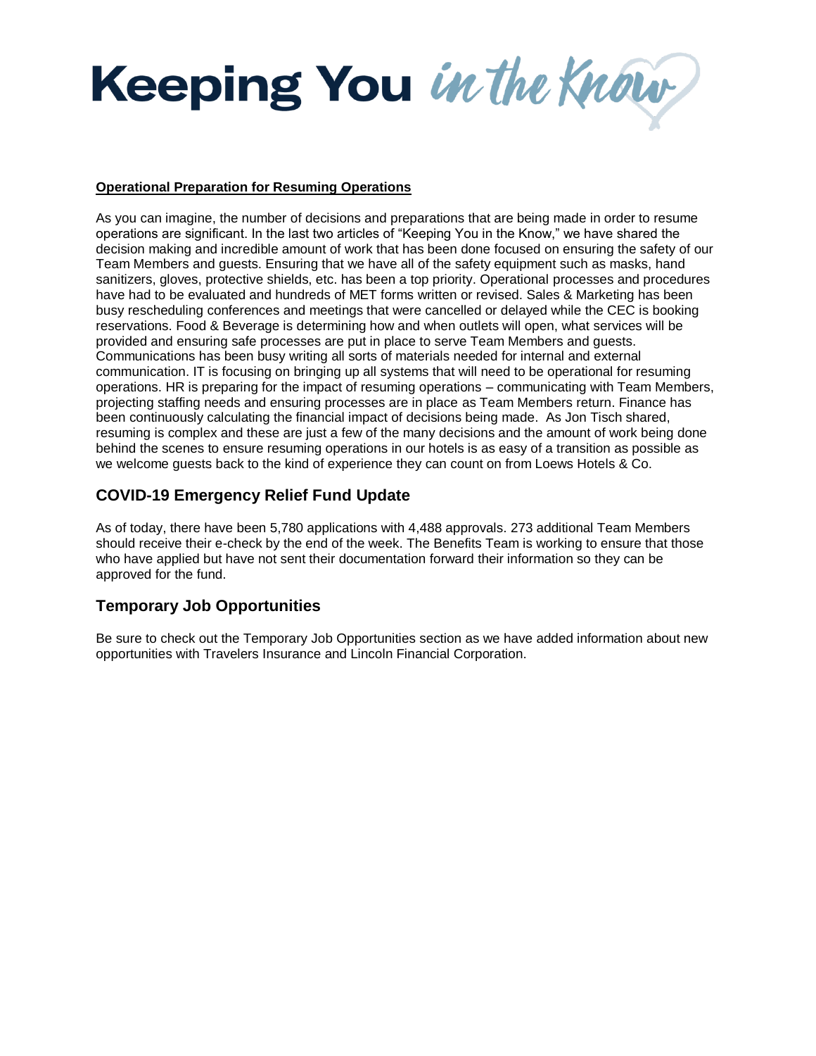# Keeping You *in the Know*

**Operational Preparation for Resuming Operations**

As you can imagine, the number of decisions and preparations that are being made in order to resume operations are significant. In the last two articles of "Keeping You in the Know," we have shared the decision making and incredible amount of work that has been done focused on ensuring the safety of our Team Members and guests. Ensuring that we have all of the safety equipment such as masks, hand sanitizers, gloves, protective shields, etc. has been a top priority. Operational processes and procedures have had to be evaluated and hundreds of MET forms written or revised. Sales & Marketing has been busy rescheduling conferences and meetings that were cancelled or delayed while the CEC is booking reservations. Food & Beverage is determining how and when outlets will open, what services will be provided and ensuring safe processes are put in place to serve Team Members and guests. Communications has been busy writing all sorts of materials needed for internal and external communication. IT is focusing on bringing up all systems that will need to be operational for resuming operations. HR is preparing for the impact of resuming operations – communicating with Team Members, projecting staffing needs and ensuring processes are in place as Team Members return. Finance has been continuously calculating the financial impact of decisions being made. As Jon Tisch shared, resuming is complex and these are just a few of the many decisions and the amount of work being done behind the scenes to ensure resuming operations in our hotels is as easy of a transition as possible as we welcome guests back to the kind of experience they can count on from Loews Hotels & Co.

## COVID-19 Emergency Relief Fund Update

As of today, there have been 5,780 applications with 4,488 approvals. 273 additional Team Members should receive their e-check by the end of the week. The Benefits Team is working to ensure that those who have applied but have not sent their documentation forward their information so they can be approved for the fund.

## Temporary Job Opportunities

Be sure to check out the Temporary Job Opportunities section as we have added information about new opportunities with Travelers Insurance and Lincoln Financial Corporation.